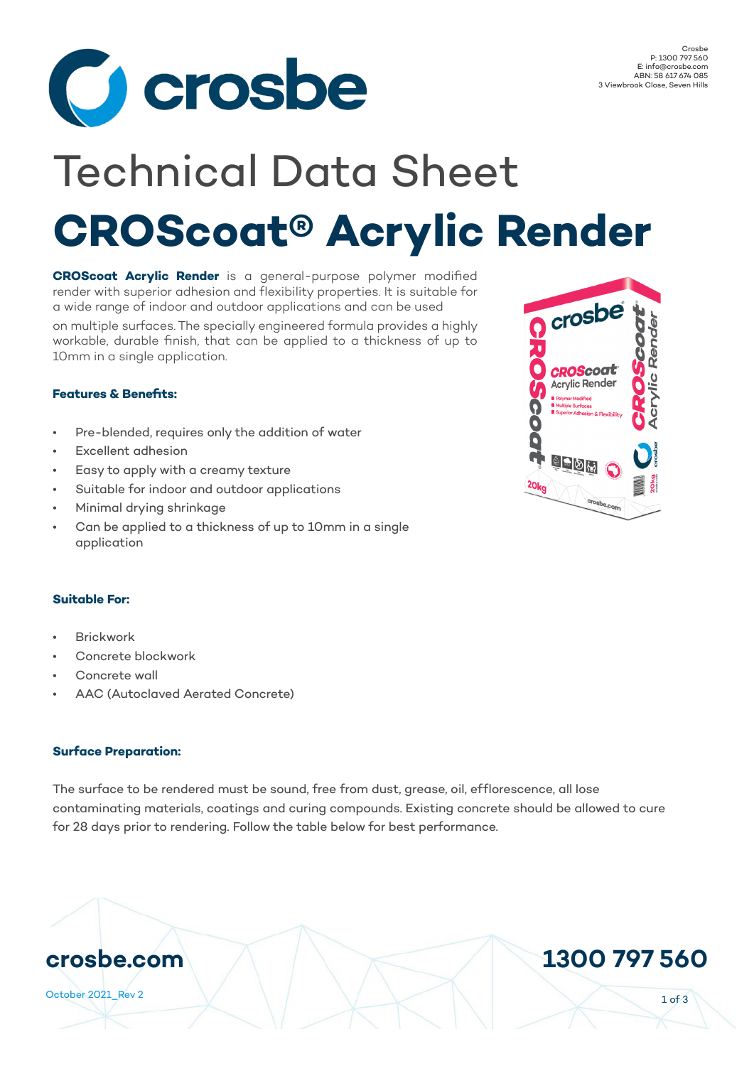Crosbe
P: 1300 797 560
E: info@crosbe.com
ABN: 58 617 674 085
3 Viewbrook Close, Seven Hills

# Technical Data Sheet

# CROScoat® Acrylic Render

**CROScoat Acrylic Render** is a general-purpose polymer modified render with superior adhesion and flexibility properties. It is suitable for a wide range of indoor and outdoor applications and can be used on multiple surfaces. The specially engineered formula provides a highly workable, durable finish, that can be applied to a thickness of up to 10mm in a single application.

### Features & Benefits:

- Pre-blended, requires only the addition of water
- Excellent adhesion
- Easy to apply with a creamy texture
- Suitable for indoor and outdoor applications
- Minimal drying shrinkage
- Can be applied to a thickness of up to 10mm in a single application

### Suitable For:

- Brickwork
- Concrete blockwork
- Concrete wall
- AAC (Autoclaved Aerated Concrete)

### Surface Preparation:

The surface to be rendered must be sound, free from dust, grease, oil, efflorescence, all lose contaminating materials, coatings and curing compounds. Existing concrete should be allowed to cure for 28 days prior to rendering. Follow the table below for best performance.

crosbe.com

1300 797 560

October 2021_Rev 2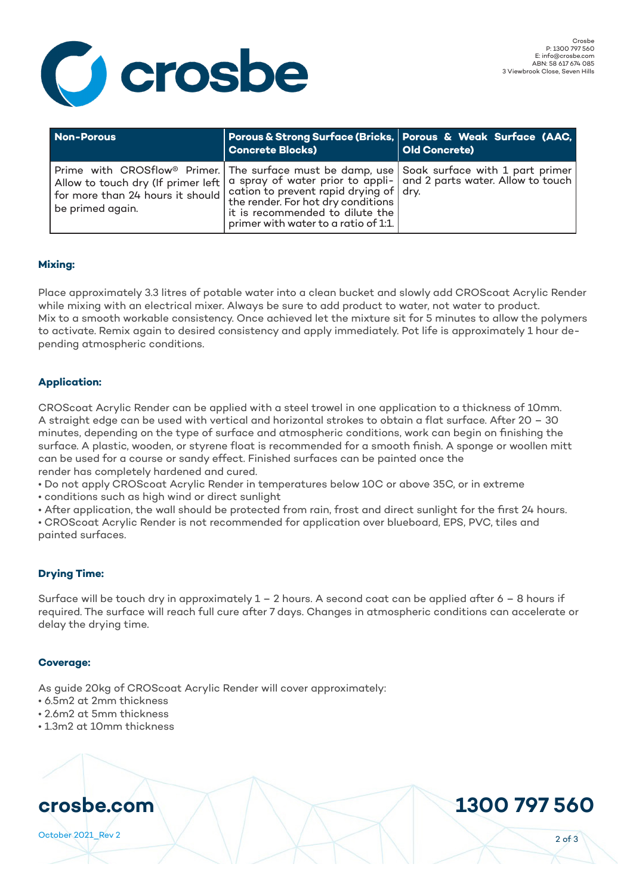| Non-Porous | Porous & Strong Surface (Bricks, Concrete Blocks) | Porous & Weak Surface (AAC, Old Concrete) |
| --- | --- | --- |
| Prime with CROSflow® Primer. Allow to touch dry (If primer left for more than 24 hours it should be primed again. | The surface must be damp, use a spray of water prior to application to prevent rapid drying of the render. For hot dry conditions it is recommended to dilute the primer with water to a ratio of 1:1. | Soak surface with 1 part primer and 2 parts water. Allow to touch dry. |

### Mixing:

Place approximately 3.3 litres of potable water into a clean bucket and slowly add CROScoat Acrylic Render while mixing with an electrical mixer. Always be sure to add product to water, not water to product. Mix to a smooth workable consistency. Once achieved let the mixture sit for 5 minutes to allow the polymers to activate. Remix again to desired consistency and apply immediately. Pot life is approximately 1 hour depending atmospheric conditions.

### Application:

CROScoat Acrylic Render can be applied with a steel trowel in one application to a thickness of 10mm. A straight edge can be used with vertical and horizontal strokes to obtain a flat surface. After 20 – 30 minutes, depending on the type of surface and atmospheric conditions, work can begin on finishing the surface. A plastic, wooden, or styrene float is recommended for a smooth finish. A sponge or woollen mitt can be used for a course or sandy effect. Finished surfaces can be painted once the render has completely hardened and cured.

- Do not apply CROScoat Acrylic Render in temperatures below 10C or above 35C, or in extreme
- conditions such as high wind or direct sunlight
- After application, the wall should be protected from rain, frost and direct sunlight for the first 24 hours.
- CROScoat Acrylic Render is not recommended for application over blueboard, EPS, PVC, tiles and painted surfaces.

### Drying Time:

Surface will be touch dry in approximately 1 – 2 hours. A second coat can be applied after 6 – 8 hours if required. The surface will reach full cure after 7 days. Changes in atmospheric conditions can accelerate or delay the drying time.

### Coverage:

As guide 20kg of CROScoat Acrylic Render will cover approximately:

- 6.5m2 at 2mm thickness
- 2.6m2 at 5mm thickness
- 1.3m2 at 10mm thickness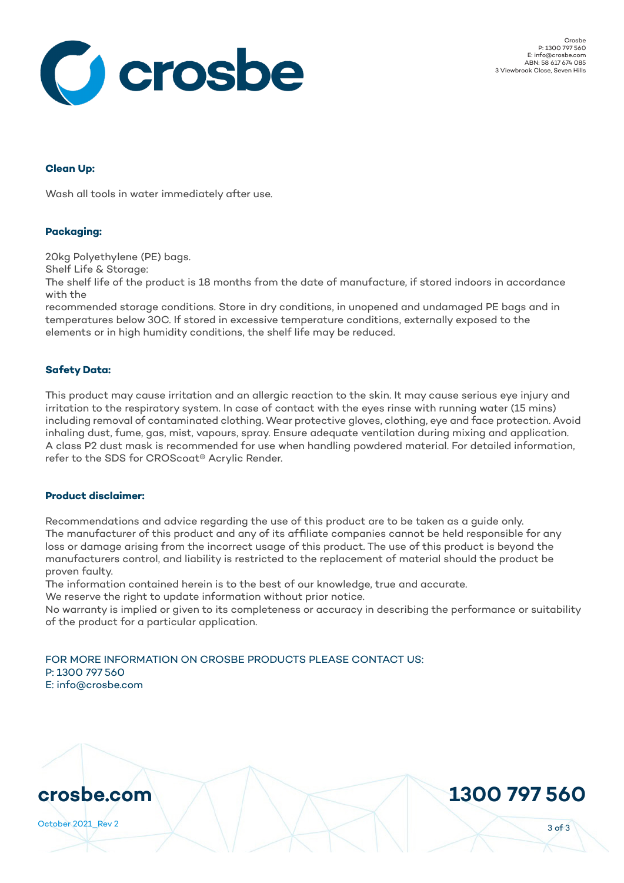**Clean Up:**

Wash all tools in water immediately after use.

**Packaging:**

20kg Polyethylene (PE) bags.
Shelf Life & Storage:
The shelf life of the product is 18 months from the date of manufacture, if stored indoors in accordance with the
recommended storage conditions. Store in dry conditions, in unopened and undamaged PE bags and in temperatures below 30C. If stored in excessive temperature conditions, externally exposed to the elements or in high humidity conditions, the shelf life may be reduced.

**Safety Data:**

This product may cause irritation and an allergic reaction to the skin. It may cause serious eye injury and irritation to the respiratory system. In case of contact with the eyes rinse with running water (15 mins) including removal of contaminated clothing. Wear protective gloves, clothing, eye and face protection. Avoid inhaling dust, fume, gas, mist, vapours, spray. Ensure adequate ventilation during mixing and application. A class P2 dust mask is recommended for use when handling powdered material. For detailed information, refer to the SDS for CROScoat® Acrylic Render.

**Product disclaimer:**

Recommendations and advice regarding the use of this product are to be taken as a guide only.
The manufacturer of this product and any of its affiliate companies cannot be held responsible for any loss or damage arising from the incorrect usage of this product. The use of this product is beyond the manufacturers control, and liability is restricted to the replacement of material should the product be proven faulty.
The information contained herein is to the best of our knowledge, true and accurate.
We reserve the right to update information without prior notice.
No warranty is implied or given to its completeness or accuracy in describing the performance or suitability of the product for a particular application.

FOR MORE INFORMATION ON CROSBE PRODUCTS PLEASE CONTACT US:
P: 1300 797 560
E: info@crosbe.com